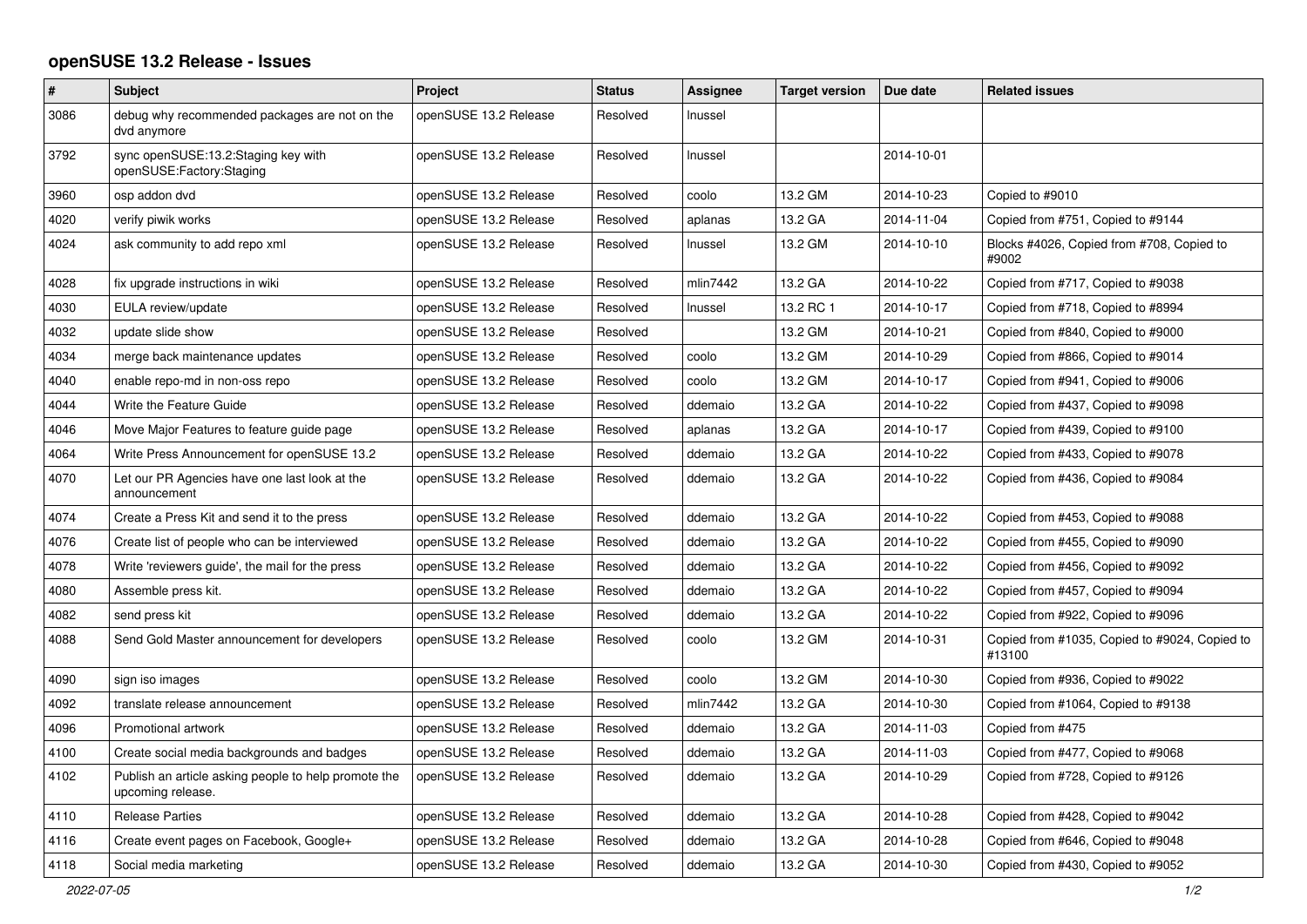# openSUSE 13.2 Release - Issues

| # | Subject | Project | Status | Assignee | Target version | Due date | Related issues |
|---|---|---|---|---|---|---|---|
| 3086 | debug why recommended packages are not on the dvd anymore | openSUSE 13.2 Release | Resolved | lnussel | | | |
| 3792 | sync openSUSE:13.2:Staging key with openSUSE:Factory:Staging | openSUSE 13.2 Release | Resolved | lnussel | | 2014-10-01 | |
| 3960 | osp addon dvd | openSUSE 13.2 Release | Resolved | coolo | 13.2 GM | 2014-10-23 | Copied to #9010 |
| 4020 | verify piwik works | openSUSE 13.2 Release | Resolved | aplanas | 13.2 GA | 2014-11-04 | Copied from #751, Copied to #9144 |
| 4024 | ask community to add repo xml | openSUSE 13.2 Release | Resolved | lnussel | 13.2 GM | 2014-10-10 | Blocks #4026, Copied from #708, Copied to #9002 |
| 4028 | fix upgrade instructions in wiki | openSUSE 13.2 Release | Resolved | mlin7442 | 13.2 GA | 2014-10-22 | Copied from #717, Copied to #9038 |
| 4030 | EULA review/update | openSUSE 13.2 Release | Resolved | lnussel | 13.2 RC 1 | 2014-10-17 | Copied from #718, Copied to #8994 |
| 4032 | update slide show | openSUSE 13.2 Release | Resolved | | 13.2 GM | 2014-10-21 | Copied from #840, Copied to #9000 |
| 4034 | merge back maintenance updates | openSUSE 13.2 Release | Resolved | coolo | 13.2 GM | 2014-10-29 | Copied from #866, Copied to #9014 |
| 4040 | enable repo-md in non-oss repo | openSUSE 13.2 Release | Resolved | coolo | 13.2 GM | 2014-10-17 | Copied from #941, Copied to #9006 |
| 4044 | Write the Feature Guide | openSUSE 13.2 Release | Resolved | ddemaio | 13.2 GA | 2014-10-22 | Copied from #437, Copied to #9098 |
| 4046 | Move Major Features to feature guide page | openSUSE 13.2 Release | Resolved | aplanas | 13.2 GA | 2014-10-17 | Copied from #439, Copied to #9100 |
| 4064 | Write Press Announcement for openSUSE 13.2 | openSUSE 13.2 Release | Resolved | ddemaio | 13.2 GA | 2014-10-22 | Copied from #433, Copied to #9078 |
| 4070 | Let our PR Agencies have one last look at the announcement | openSUSE 13.2 Release | Resolved | ddemaio | 13.2 GA | 2014-10-22 | Copied from #436, Copied to #9084 |
| 4074 | Create a Press Kit and send it to the press | openSUSE 13.2 Release | Resolved | ddemaio | 13.2 GA | 2014-10-22 | Copied from #453, Copied to #9088 |
| 4076 | Create list of people who can be interviewed | openSUSE 13.2 Release | Resolved | ddemaio | 13.2 GA | 2014-10-22 | Copied from #455, Copied to #9090 |
| 4078 | Write 'reviewers guide', the mail for the press | openSUSE 13.2 Release | Resolved | ddemaio | 13.2 GA | 2014-10-22 | Copied from #456, Copied to #9092 |
| 4080 | Assemble press kit. | openSUSE 13.2 Release | Resolved | ddemaio | 13.2 GA | 2014-10-22 | Copied from #457, Copied to #9094 |
| 4082 | send press kit | openSUSE 13.2 Release | Resolved | ddemaio | 13.2 GA | 2014-10-22 | Copied from #922, Copied to #9096 |
| 4088 | Send Gold Master announcement for developers | openSUSE 13.2 Release | Resolved | coolo | 13.2 GM | 2014-10-31 | Copied from #1035, Copied to #9024, Copied to #13100 |
| 4090 | sign iso images | openSUSE 13.2 Release | Resolved | coolo | 13.2 GM | 2014-10-30 | Copied from #936, Copied to #9022 |
| 4092 | translate release announcement | openSUSE 13.2 Release | Resolved | mlin7442 | 13.2 GA | 2014-10-30 | Copied from #1064, Copied to #9138 |
| 4096 | Promotional artwork | openSUSE 13.2 Release | Resolved | ddemaio | 13.2 GA | 2014-11-03 | Copied from #475 |
| 4100 | Create social media backgrounds and badges | openSUSE 13.2 Release | Resolved | ddemaio | 13.2 GA | 2014-11-03 | Copied from #477, Copied to #9068 |
| 4102 | Publish an article asking people to help promote the upcoming release. | openSUSE 13.2 Release | Resolved | ddemaio | 13.2 GA | 2014-10-29 | Copied from #728, Copied to #9126 |
| 4110 | Release Parties | openSUSE 13.2 Release | Resolved | ddemaio | 13.2 GA | 2014-10-28 | Copied from #428, Copied to #9042 |
| 4116 | Create event pages on Facebook, Google+ | openSUSE 13.2 Release | Resolved | ddemaio | 13.2 GA | 2014-10-28 | Copied from #646, Copied to #9048 |
| 4118 | Social media marketing | openSUSE 13.2 Release | Resolved | ddemaio | 13.2 GA | 2014-10-30 | Copied from #430, Copied to #9052 |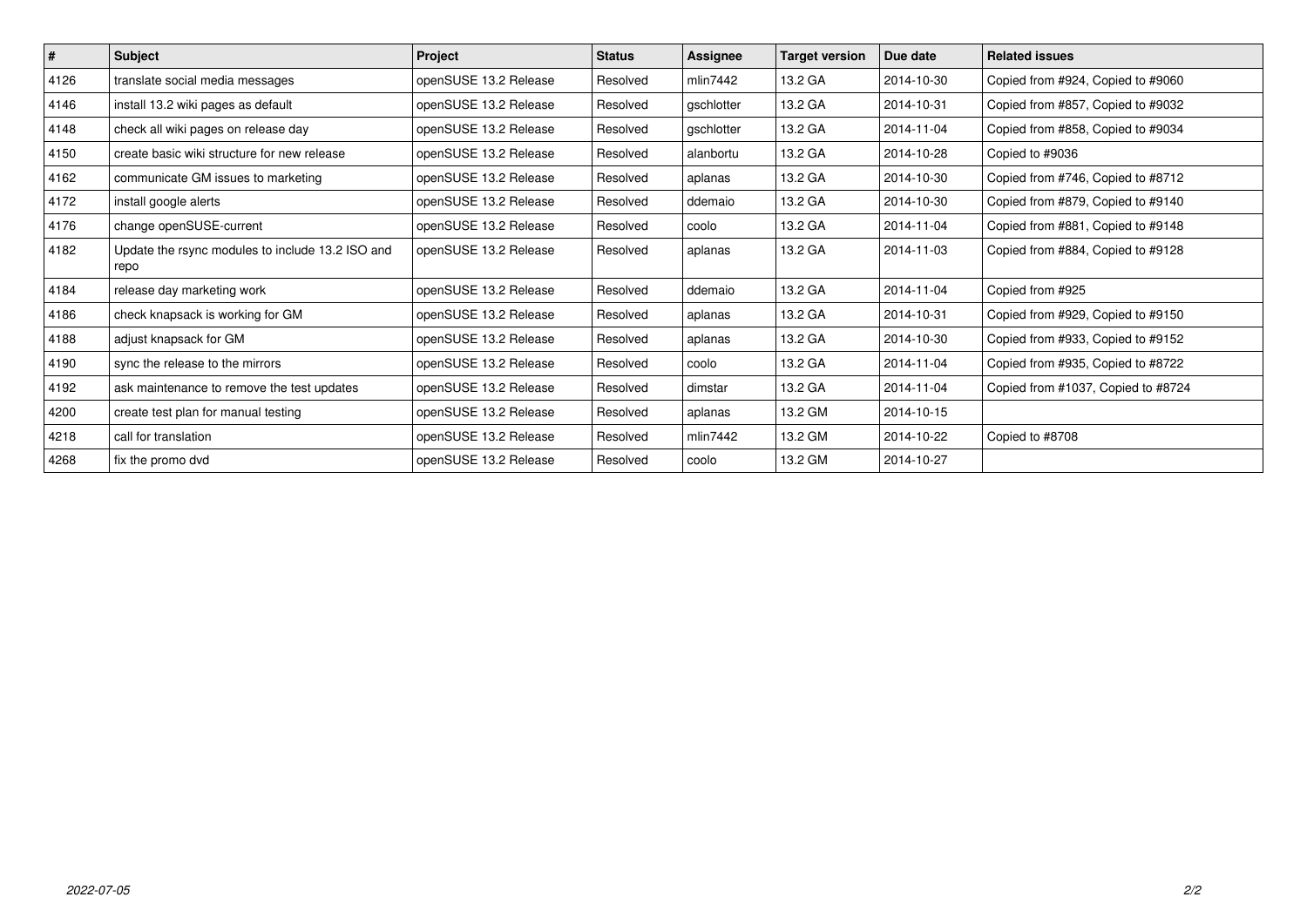| # | Subject | Project | Status | Assignee | Target version | Due date | Related issues |
|---|---|---|---|---|---|---|---|
| 4126 | translate social media messages | openSUSE 13.2 Release | Resolved | mlin7442 | 13.2 GA | 2014-10-30 | Copied from #924, Copied to #9060 |
| 4146 | install 13.2 wiki pages as default | openSUSE 13.2 Release | Resolved | gschlotter | 13.2 GA | 2014-10-31 | Copied from #857, Copied to #9032 |
| 4148 | check all wiki pages on release day | openSUSE 13.2 Release | Resolved | gschlotter | 13.2 GA | 2014-11-04 | Copied from #858, Copied to #9034 |
| 4150 | create basic wiki structure for new release | openSUSE 13.2 Release | Resolved | alanbortu | 13.2 GA | 2014-10-28 | Copied to #9036 |
| 4162 | communicate GM issues to marketing | openSUSE 13.2 Release | Resolved | aplanas | 13.2 GA | 2014-10-30 | Copied from #746, Copied to #8712 |
| 4172 | install google alerts | openSUSE 13.2 Release | Resolved | ddemaio | 13.2 GA | 2014-10-30 | Copied from #879, Copied to #9140 |
| 4176 | change openSUSE-current | openSUSE 13.2 Release | Resolved | coolo | 13.2 GA | 2014-11-04 | Copied from #881, Copied to #9148 |
| 4182 | Update the rsync modules to include 13.2 ISO and repo | openSUSE 13.2 Release | Resolved | aplanas | 13.2 GA | 2014-11-03 | Copied from #884, Copied to #9128 |
| 4184 | release day marketing work | openSUSE 13.2 Release | Resolved | ddemaio | 13.2 GA | 2014-11-04 | Copied from #925 |
| 4186 | check knapsack is working for GM | openSUSE 13.2 Release | Resolved | aplanas | 13.2 GA | 2014-10-31 | Copied from #929, Copied to #9150 |
| 4188 | adjust knapsack for GM | openSUSE 13.2 Release | Resolved | aplanas | 13.2 GA | 2014-10-30 | Copied from #933, Copied to #9152 |
| 4190 | sync the release to the mirrors | openSUSE 13.2 Release | Resolved | coolo | 13.2 GA | 2014-11-04 | Copied from #935, Copied to #8722 |
| 4192 | ask maintenance to remove the test updates | openSUSE 13.2 Release | Resolved | dimstar | 13.2 GA | 2014-11-04 | Copied from #1037, Copied to #8724 |
| 4200 | create test plan for manual testing | openSUSE 13.2 Release | Resolved | aplanas | 13.2 GM | 2014-10-15 | |
| 4218 | call for translation | openSUSE 13.2 Release | Resolved | mlin7442 | 13.2 GM | 2014-10-22 | Copied to #8708 |
| 4268 | fix the promo dvd | openSUSE 13.2 Release | Resolved | coolo | 13.2 GM | 2014-10-27 | |